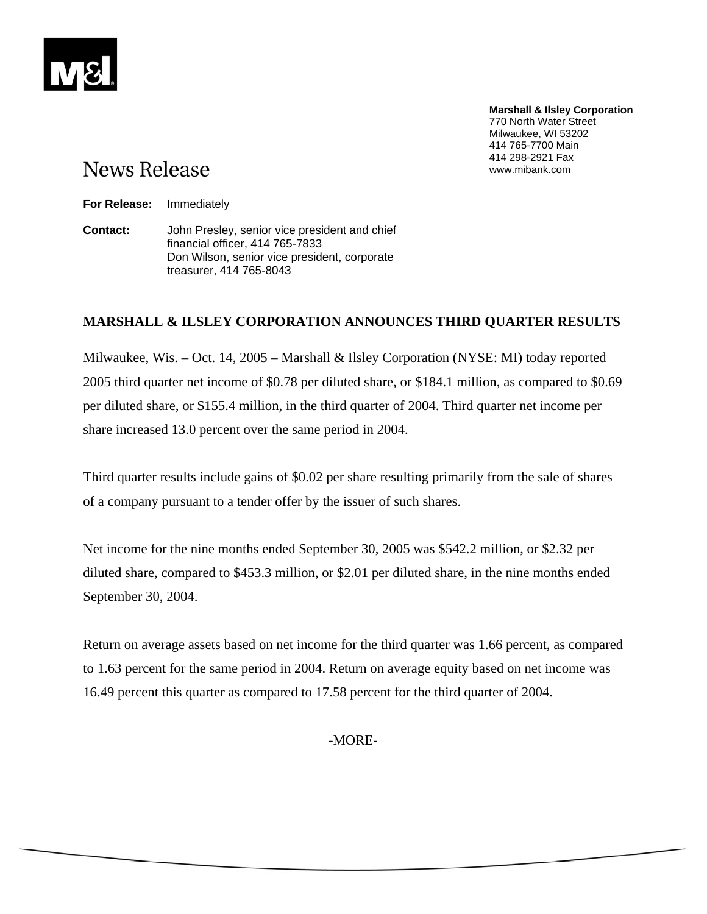**Marshall & Ilsley Corporation**
770 North Water Street
Milwaukee, WI 53202
414 765-7700 Main
414 298-2921 Fax
www.mibank.com

# News Release

**For Release:** Immediately

**Contact:** John Presley, senior vice president and chief financial officer, 414 765-7833
Don Wilson, senior vice president, corporate treasurer, 414 765-8043

## MARSHALL & ILSLEY CORPORATION ANNOUNCES THIRD QUARTER RESULTS

Milwaukee, Wis. – Oct. 14, 2005 – Marshall & Ilsley Corporation (NYSE: MI) today reported 2005 third quarter net income of $0.78 per diluted share, or $184.1 million, as compared to $0.69 per diluted share, or $155.4 million, in the third quarter of 2004. Third quarter net income per share increased 13.0 percent over the same period in 2004.

Third quarter results include gains of $0.02 per share resulting primarily from the sale of shares of a company pursuant to a tender offer by the issuer of such shares.

Net income for the nine months ended September 30, 2005 was $542.2 million, or $2.32 per diluted share, compared to $453.3 million, or $2.01 per diluted share, in the nine months ended September 30, 2004.

Return on average assets based on net income for the third quarter was 1.66 percent, as compared to 1.63 percent for the same period in 2004. Return on average equity based on net income was 16.49 percent this quarter as compared to 17.58 percent for the third quarter of 2004.

-MORE-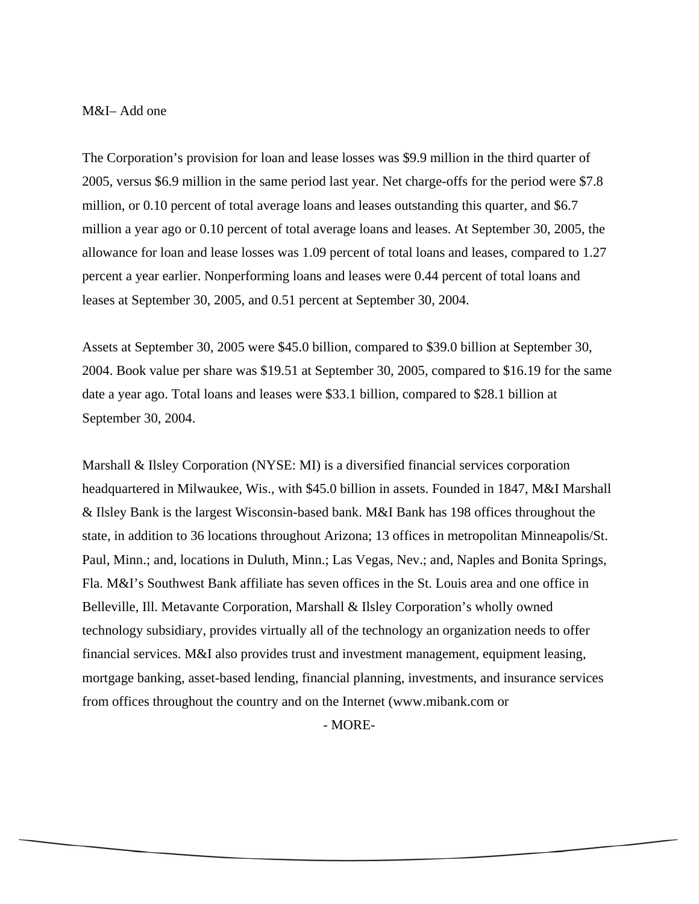M&I– Add one

The Corporation's provision for loan and lease losses was $9.9 million in the third quarter of 2005, versus $6.9 million in the same period last year. Net charge-offs for the period were $7.8 million, or 0.10 percent of total average loans and leases outstanding this quarter, and $6.7 million a year ago or 0.10 percent of total average loans and leases. At September 30, 2005, the allowance for loan and lease losses was 1.09 percent of total loans and leases, compared to 1.27 percent a year earlier. Nonperforming loans and leases were 0.44 percent of total loans and leases at September 30, 2005, and 0.51 percent at September 30, 2004.

Assets at September 30, 2005 were $45.0 billion, compared to $39.0 billion at September 30, 2004. Book value per share was $19.51 at September 30, 2005, compared to $16.19 for the same date a year ago. Total loans and leases were $33.1 billion, compared to $28.1 billion at September 30, 2004.

Marshall & Ilsley Corporation (NYSE: MI) is a diversified financial services corporation headquartered in Milwaukee, Wis., with $45.0 billion in assets. Founded in 1847, M&I Marshall & Ilsley Bank is the largest Wisconsin-based bank. M&I Bank has 198 offices throughout the state, in addition to 36 locations throughout Arizona; 13 offices in metropolitan Minneapolis/St. Paul, Minn.; and, locations in Duluth, Minn.; Las Vegas, Nev.; and, Naples and Bonita Springs, Fla. M&I's Southwest Bank affiliate has seven offices in the St. Louis area and one office in Belleville, Ill. Metavante Corporation, Marshall & Ilsley Corporation's wholly owned technology subsidiary, provides virtually all of the technology an organization needs to offer financial services. M&I also provides trust and investment management, equipment leasing, mortgage banking, asset-based lending, financial planning, investments, and insurance services from offices throughout the country and on the Internet (www.mibank.com or

- MORE-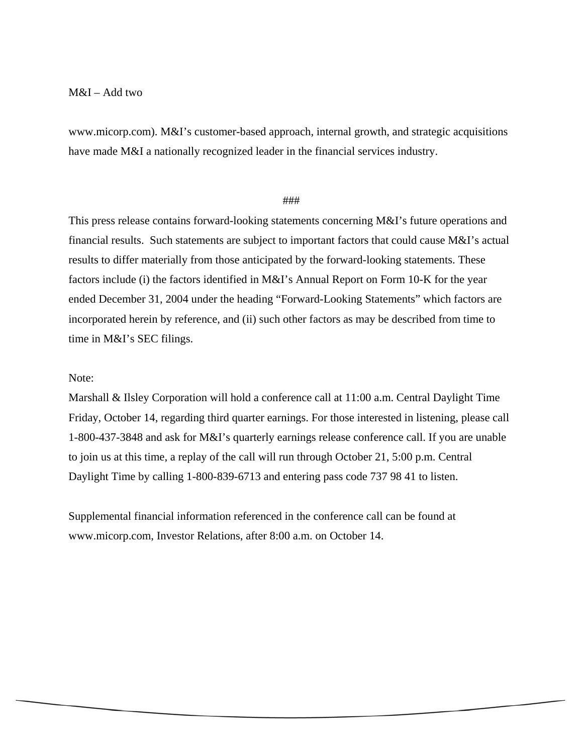M&I – Add two

www.micorp.com). M&I's customer-based approach, internal growth, and strategic acquisitions have made M&I a nationally recognized leader in the financial services industry.

###

This press release contains forward-looking statements concerning M&I's future operations and financial results. Such statements are subject to important factors that could cause M&I's actual results to differ materially from those anticipated by the forward-looking statements. These factors include (i) the factors identified in M&I's Annual Report on Form 10-K for the year ended December 31, 2004 under the heading "Forward-Looking Statements" which factors are incorporated herein by reference, and (ii) such other factors as may be described from time to time in M&I's SEC filings.

Note:
Marshall & Ilsley Corporation will hold a conference call at 11:00 a.m. Central Daylight Time Friday, October 14, regarding third quarter earnings. For those interested in listening, please call 1-800-437-3848 and ask for M&I's quarterly earnings release conference call. If you are unable to join us at this time, a replay of the call will run through October 21, 5:00 p.m. Central Daylight Time by calling 1-800-839-6713 and entering pass code 737 98 41 to listen.

Supplemental financial information referenced in the conference call can be found at www.micorp.com, Investor Relations, after 8:00 a.m. on October 14.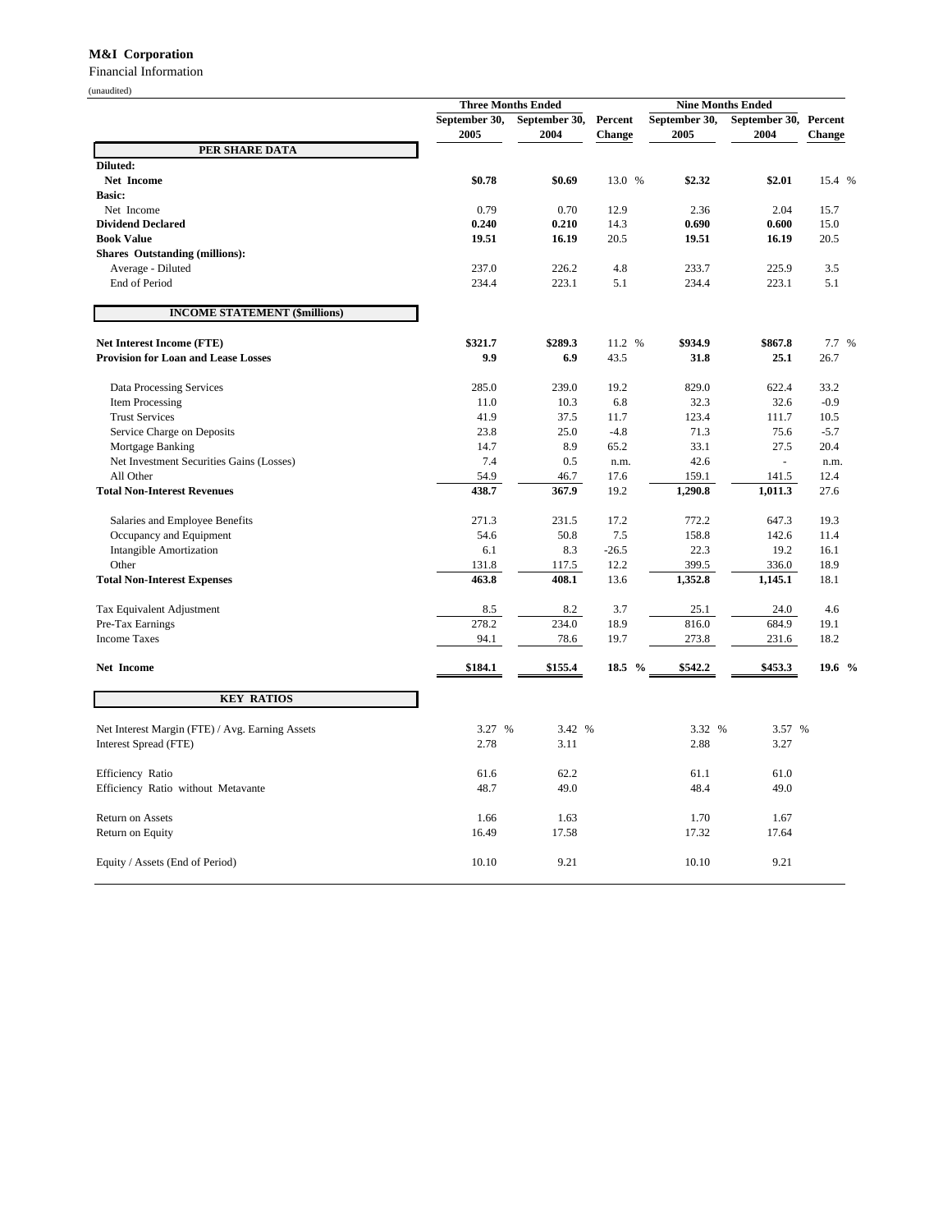**M&I Corporation**

Financial Information

(unaudited)

| | Three Months Ended | | | Nine Months Ended | | |
|---|---|---|---|---|---|---|
| | September 30, 2005 | September 30, 2004 | Percent Change | September 30, 2005 | September 30, 2004 | Percent Change |
| **PER SHARE DATA** | | | | | | |
| **Diluted:** | | | | | | |
| **Net Income** | **$0.78** | **$0.69** | 13.0 % | **$2.32** | **$2.01** | 15.4 % |
| **Basic:** | | | | | | |
| Net Income | 0.79 | 0.70 | 12.9 | 2.36 | 2.04 | 15.7 |
| **Dividend Declared** | **0.240** | **0.210** | 14.3 | **0.690** | **0.600** | 15.0 |
| **Book Value** | **19.51** | **16.19** | 20.5 | **19.51** | **16.19** | 20.5 |
| **Shares Outstanding (millions):** | | | | | | |
| Average - Diluted | 237.0 | 226.2 | 4.8 | 233.7 | 225.9 | 3.5 |
| End of Period | 234.4 | 223.1 | 5.1 | 234.4 | 223.1 | 5.1 |
| **INCOME STATEMENT ($millions)** | | | | | | |
| **Net Interest Income (FTE)** | **$321.7** | **$289.3** | 11.2 % | **$934.9** | **$867.8** | 7.7 % |
| **Provision for Loan and Lease Losses** | **9.9** | **6.9** | 43.5 | **31.8** | **25.1** | 26.7 |
| Data Processing Services | 285.0 | 239.0 | 19.2 | 829.0 | 622.4 | 33.2 |
| Item Processing | 11.0 | 10.3 | 6.8 | 32.3 | 32.6 | -0.9 |
| Trust Services | 41.9 | 37.5 | 11.7 | 123.4 | 111.7 | 10.5 |
| Service Charge on Deposits | 23.8 | 25.0 | -4.8 | 71.3 | 75.6 | -5.7 |
| Mortgage Banking | 14.7 | 8.9 | 65.2 | 33.1 | 27.5 | 20.4 |
| Net Investment Securities Gains (Losses) | 7.4 | 0.5 | n.m. | 42.6 | - | n.m. |
| All Other | 54.9 | 46.7 | 17.6 | 159.1 | 141.5 | 12.4 |
| **Total Non-Interest Revenues** | **438.7** | **367.9** | 19.2 | **1,290.8** | **1,011.3** | 27.6 |
| Salaries and Employee Benefits | 271.3 | 231.5 | 17.2 | 772.2 | 647.3 | 19.3 |
| Occupancy and Equipment | 54.6 | 50.8 | 7.5 | 158.8 | 142.6 | 11.4 |
| Intangible Amortization | 6.1 | 8.3 | -26.5 | 22.3 | 19.2 | 16.1 |
| Other | 131.8 | 117.5 | 12.2 | 399.5 | 336.0 | 18.9 |
| **Total Non-Interest Expenses** | **463.8** | **408.1** | 13.6 | **1,352.8** | **1,145.1** | 18.1 |
| Tax Equivalent Adjustment | 8.5 | 8.2 | 3.7 | 25.1 | 24.0 | 4.6 |
| Pre-Tax Earnings | 278.2 | 234.0 | 18.9 | 816.0 | 684.9 | 19.1 |
| Income Taxes | 94.1 | 78.6 | 19.7 | 273.8 | 231.6 | 18.2 |
| **Net Income** | **$184.1** | **$155.4** | **18.5 %** | **$542.2** | **$453.3** | **19.6 %** |
| **KEY RATIOS** | | | | | | |
| Net Interest Margin (FTE) / Avg. Earning Assets | 3.27 % | 3.42 % | | 3.32 % | 3.57 % | |
| Interest Spread (FTE) | 2.78 | 3.11 | | 2.88 | 3.27 | |
| Efficiency Ratio | 61.6 | 62.2 | | 61.1 | 61.0 | |
| Efficiency Ratio without Metavante | 48.7 | 49.0 | | 48.4 | 49.0 | |
| Return on Assets | 1.66 | 1.63 | | 1.70 | 1.67 | |
| Return on Equity | 16.49 | 17.58 | | 17.32 | 17.64 | |
| Equity / Assets (End of Period) | 10.10 | 9.21 | | 10.10 | 9.21 | |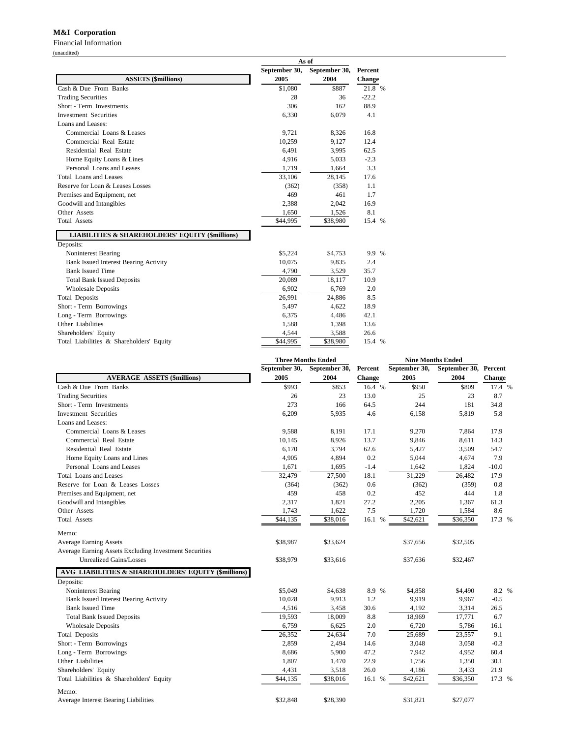**M&I Corporation**

Financial Information

(unaudited)

| ASSETS ($millions) | As of September 30, 2005 | As of September 30, 2004 | Percent Change |
|---|---|---|---|
| Cash & Due From Banks | $1,080 | $887 | 21.8 % |
| Trading Securities | 28 | 36 | -22.2 |
| Short - Term Investments | 306 | 162 | 88.9 |
| Investment Securities | 6,330 | 6,079 | 4.1 |
| Loans and Leases: | | | |
| Commercial Loans & Leases | 9,721 | 8,326 | 16.8 |
| Commercial Real Estate | 10,259 | 9,127 | 12.4 |
| Residential Real Estate | 6,491 | 3,995 | 62.5 |
| Home Equity Loans & Lines | 4,916 | 5,033 | -2.3 |
| Personal Loans and Leases | 1,719 | 1,664 | 3.3 |
| Total Loans and Leases | 33,106 | 28,145 | 17.6 |
| Reserve for Loan & Leases Losses | (362) | (358) | 1.1 |
| Premises and Equipment, net | 469 | 461 | 1.7 |
| Goodwill and Intangibles | 2,388 | 2,042 | 16.9 |
| Other Assets | 1,650 | 1,526 | 8.1 |
| Total Assets | $44,995 | $38,980 | 15.4 % |

| LIABILITIES & SHAREHOLDERS' EQUITY ($millions) | September 30, 2005 | September 30, 2004 | Percent Change |
|---|---|---|---|
| Deposits: | | | |
| Noninterest Bearing | $5,224 | $4,753 | 9.9 % |
| Bank Issued Interest Bearing Activity | 10,075 | 9,835 | 2.4 |
| Bank Issued Time | 4,790 | 3,529 | 35.7 |
| Total Bank Issued Deposits | 20,089 | 18,117 | 10.9 |
| Wholesale Deposits | 6,902 | 6,769 | 2.0 |
| Total Deposits | 26,991 | 24,886 | 8.5 |
| Short - Term Borrowings | 5,497 | 4,622 | 18.9 |
| Long - Term Borrowings | 6,375 | 4,486 | 42.1 |
| Other Liabilities | 1,588 | 1,398 | 13.6 |
| Shareholders' Equity | 4,544 | 3,588 | 26.6 |
| Total Liabilities & Shareholders' Equity | $44,995 | $38,980 | 15.4 % |

| | Three Months Ended | | | Nine Months Ended | | |
|---|---|---|---|---|---|---|
| AVERAGE ASSETS ($millions) | September 30, 2005 | September 30, 2004 | Percent Change | September 30, 2005 | September 30, 2004 | Percent Change |
| Cash & Due From Banks | $993 | $853 | 16.4 % | $950 | $809 | 17.4 % |
| Trading Securities | 26 | 23 | 13.0 | 25 | 23 | 8.7 |
| Short - Term Investments | 273 | 166 | 64.5 | 244 | 181 | 34.8 |
| Investment Securities | 6,209 | 5,935 | 4.6 | 6,158 | 5,819 | 5.8 |
| Loans and Leases: | | | | | | |
| Commercial Loans & Leases | 9,588 | 8,191 | 17.1 | 9,270 | 7,864 | 17.9 |
| Commercial Real Estate | 10,145 | 8,926 | 13.7 | 9,846 | 8,611 | 14.3 |
| Residential Real Estate | 6,170 | 3,794 | 62.6 | 5,427 | 3,509 | 54.7 |
| Home Equity Loans and Lines | 4,905 | 4,894 | 0.2 | 5,044 | 4,674 | 7.9 |
| Personal Loans and Leases | 1,671 | 1,695 | -1.4 | 1,642 | 1,824 | -10.0 |
| Total Loans and Leases | 32,479 | 27,500 | 18.1 | 31,229 | 26,482 | 17.9 |
| Reserve for Loan & Leases Losses | (364) | (362) | 0.6 | (362) | (359) | 0.8 |
| Premises and Equipment, net | 459 | 458 | 0.2 | 452 | 444 | 1.8 |
| Goodwill and Intangibles | 2,317 | 1,821 | 27.2 | 2,205 | 1,367 | 61.3 |
| Other Assets | 1,743 | 1,622 | 7.5 | 1,720 | 1,584 | 8.6 |
| Total Assets | $44,135 | $38,016 | 16.1 % | $42,621 | $36,350 | 17.3 % |
| Memo: | | | | | | |
| Average Earning Assets | $38,987 | $33,624 | | $37,656 | $32,505 | |
| Average Earning Assets Excluding Investment Securities Unrealized Gains/Losses | $38,979 | $33,616 | | $37,636 | $32,467 | |

| AVG LIABILITIES & SHAREHOLDERS' EQUITY ($millions) | Three Months Ended September 30, 2005 | Three Months Ended September 30, 2004 | Percent Change | Nine Months Ended September 30, 2005 | Nine Months Ended September 30, 2004 | Percent Change |
|---|---|---|---|---|---|---|
| Deposits: | | | | | | |
| Noninterest Bearing | $5,049 | $4,638 | 8.9 % | $4,858 | $4,490 | 8.2 % |
| Bank Issued Interest Bearing Activity | 10,028 | 9,913 | 1.2 | 9,919 | 9,967 | -0.5 |
| Bank Issued Time | 4,516 | 3,458 | 30.6 | 4,192 | 3,314 | 26.5 |
| Total Bank Issued Deposits | 19,593 | 18,009 | 8.8 | 18,969 | 17,771 | 6.7 |
| Wholesale Deposits | 6,759 | 6,625 | 2.0 | 6,720 | 5,786 | 16.1 |
| Total Deposits | 26,352 | 24,634 | 7.0 | 25,689 | 23,557 | 9.1 |
| Short - Term Borrowings | 2,859 | 2,494 | 14.6 | 3,048 | 3,058 | -0.3 |
| Long - Term Borrowings | 8,686 | 5,900 | 47.2 | 7,942 | 4,952 | 60.4 |
| Other Liabilities | 1,807 | 1,470 | 22.9 | 1,756 | 1,350 | 30.1 |
| Shareholders' Equity | 4,431 | 3,518 | 26.0 | 4,186 | 3,433 | 21.9 |
| Total Liabilities & Shareholders' Equity | $44,135 | $38,016 | 16.1 % | $42,621 | $36,350 | 17.3 % |
| Memo: | | | | | | |
| Average Interest Bearing Liabilities | $32,848 | $28,390 | | $31,821 | $27,077 | |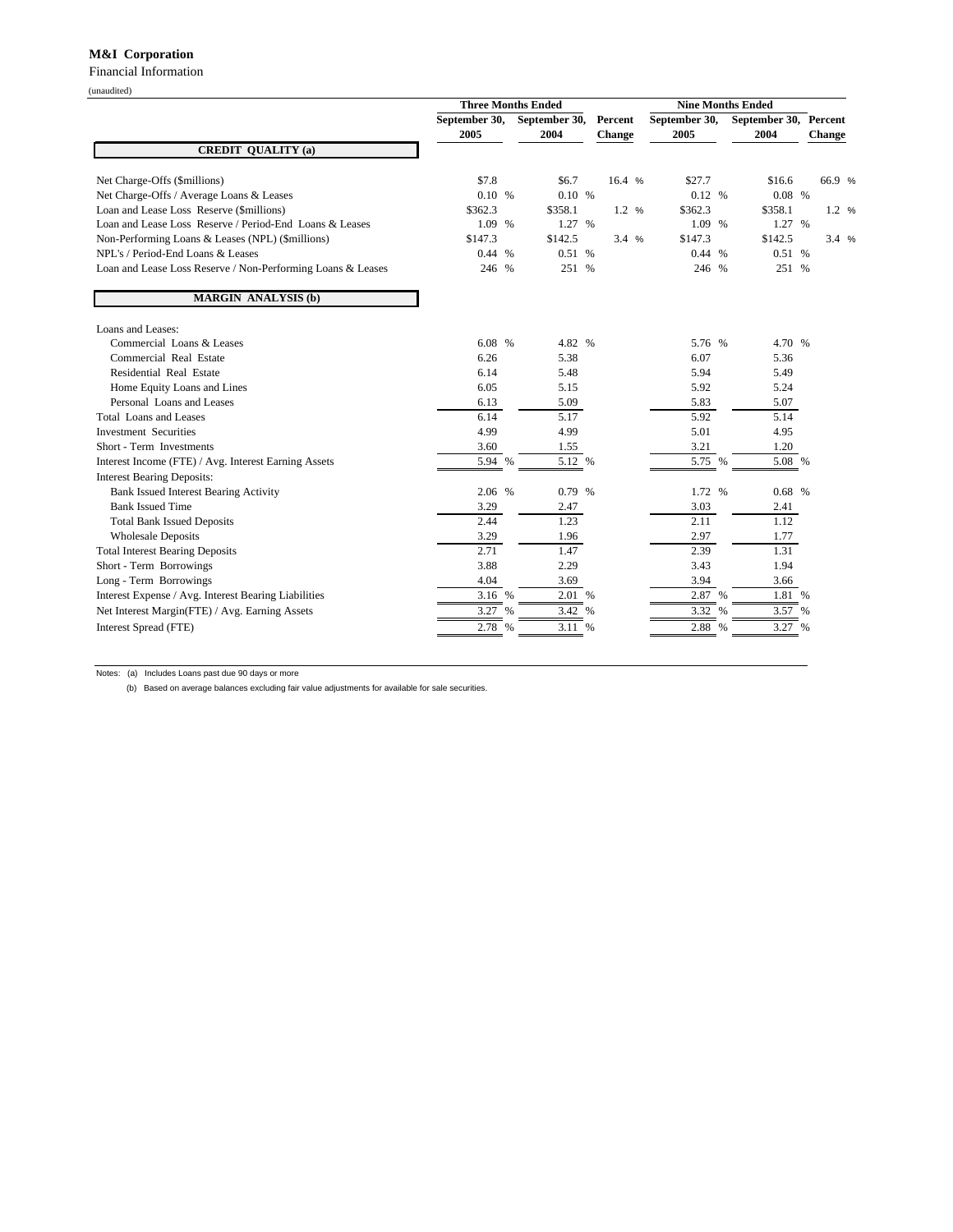**M&I Corporation**

Financial Information

(unaudited)

| | Three Months Ended | | | Nine Months Ended | | |
|---|---|---|---|---|---|---|
| | September 30, 2005 | September 30, 2004 | Percent Change | September 30, 2005 | September 30, 2004 | Percent Change |
| **CREDIT QUALITY (a)** | | | | | | |
| Net Charge-Offs ($millions) | $7.8 | $6.7 | 16.4 % | $27.7 | $16.6 | 66.9 % |
| Net Charge-Offs / Average Loans & Leases | 0.10 % | 0.10 % | | 0.12 % | 0.08 % | |
| Loan and Lease Loss Reserve ($millions) | $362.3 | $358.1 | 1.2 % | $362.3 | $358.1 | 1.2 % |
| Loan and Lease Loss Reserve / Period-End Loans & Leases | 1.09 % | 1.27 % | | 1.09 % | 1.27 % | |
| Non-Performing Loans & Leases (NPL) ($millions) | $147.3 | $142.5 | 3.4 % | $147.3 | $142.5 | 3.4 % |
| NPL's / Period-End Loans & Leases | 0.44 % | 0.51 % | | 0.44 % | 0.51 % | |
| Loan and Lease Loss Reserve / Non-Performing Loans & Leases | 246 % | 251 % | | 246 % | 251 % | |
| **MARGIN ANALYSIS (b)** | | | | | | |
| Loans and Leases: | | | | | | |
| Commercial Loans & Leases | 6.08 % | 4.82 % | | 5.76 % | 4.70 % | |
| Commercial Real Estate | 6.26 | 5.38 | | 6.07 | 5.36 | |
| Residential Real Estate | 6.14 | 5.48 | | 5.94 | 5.49 | |
| Home Equity Loans and Lines | 6.05 | 5.15 | | 5.92 | 5.24 | |
| Personal Loans and Leases | 6.13 | 5.09 | | 5.83 | 5.07 | |
| Total Loans and Leases | 6.14 | 5.17 | | 5.92 | 5.14 | |
| Investment Securities | 4.99 | 4.99 | | 5.01 | 4.95 | |
| Short - Term Investments | 3.60 | 1.55 | | 3.21 | 1.20 | |
| Interest Income (FTE) / Avg. Interest Earning Assets | 5.94 % | 5.12 % | | 5.75 % | 5.08 % | |
| Interest Bearing Deposits: | | | | | | |
| Bank Issued Interest Bearing Activity | 2.06 % | 0.79 % | | 1.72 % | 0.68 % | |
| Bank Issued Time | 3.29 | 2.47 | | 3.03 | 2.41 | |
| Total Bank Issued Deposits | 2.44 | 1.23 | | 2.11 | 1.12 | |
| Wholesale Deposits | 3.29 | 1.96 | | 2.97 | 1.77 | |
| Total Interest Bearing Deposits | 2.71 | 1.47 | | 2.39 | 1.31 | |
| Short - Term Borrowings | 3.88 | 2.29 | | 3.43 | 1.94 | |
| Long - Term Borrowings | 4.04 | 3.69 | | 3.94 | 3.66 | |
| Interest Expense / Avg. Interest Bearing Liabilities | 3.16 % | 2.01 % | | 2.87 % | 1.81 % | |
| Net Interest Margin(FTE) / Avg. Earning Assets | 3.27 % | 3.42 % | | 3.32 % | 3.57 % | |
| Interest Spread (FTE) | 2.78 % | 3.11 % | | 2.88 % | 3.27 % | |

Notes: (a) Includes Loans past due 90 days or more

(b) Based on average balances excluding fair value adjustments for available for sale securities.